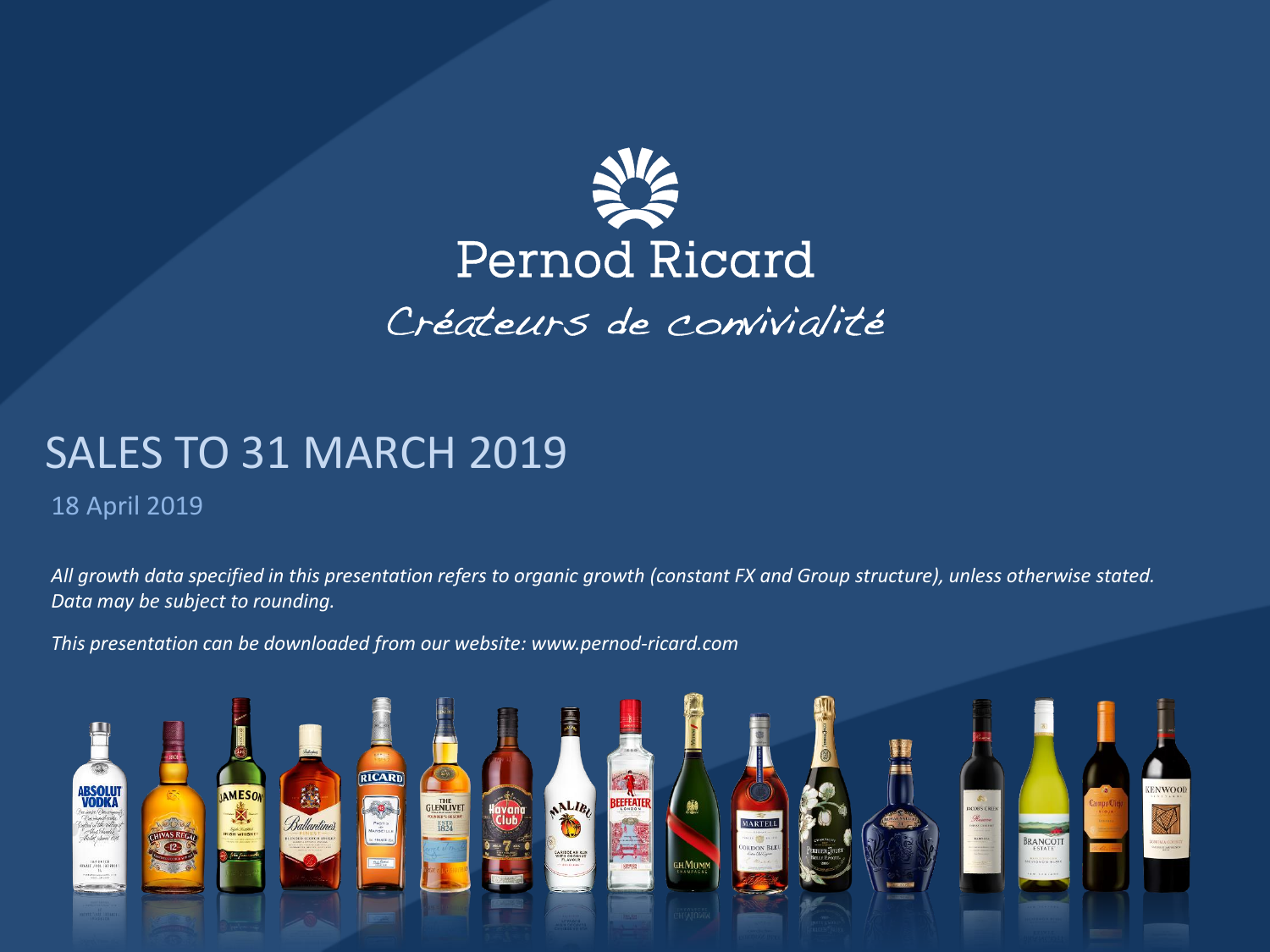Pernod Ricard

*Créateurs de convivialité*

# SALES TO 31 MARCH 2019

18 April 2019

*All growth data specified in this presentation refers to organic growth (constant FX and Group structure), unless otherwise stated. Data may be subject to rounding.*

*This presentation can be downloaded from our website: www.pernod-ricard.com*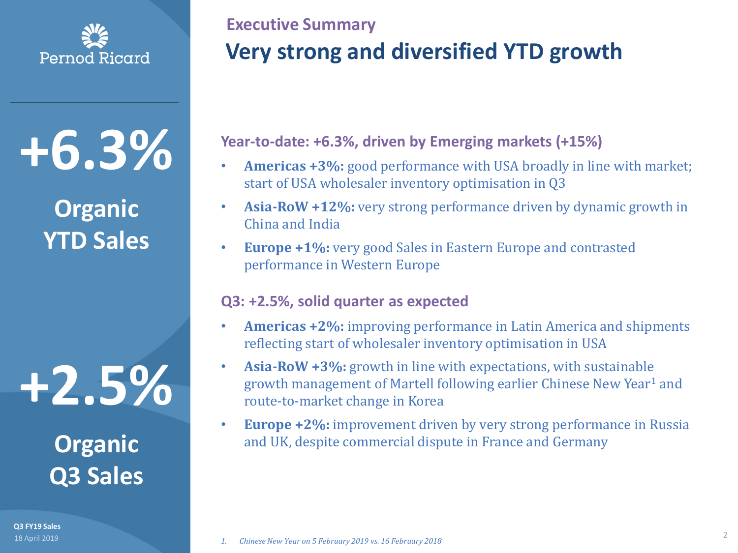Pernod Ricard

## Executive Summary

# Very strong and diversified YTD growth

**+6.3%**

**Organic YTD Sales**

**+2.5%**

**Organic Q3 Sales**

### Year-to-date: +6.3%, driven by Emerging markets (+15%)

- **Americas +3%:** good performance with USA broadly in line with market; start of USA wholesaler inventory optimisation in Q3
- **Asia-RoW +12%:** very strong performance driven by dynamic growth in China and India
- **Europe +1%:** very good Sales in Eastern Europe and contrasted performance in Western Europe

### Q3: +2.5%, solid quarter as expected

- **Americas +2%:** improving performance in Latin America and shipments reflecting start of wholesaler inventory optimisation in USA
- **Asia-RoW +3%:** growth in line with expectations, with sustainable growth management of Martell following earlier Chinese New Year[1] and route-to-market change in Korea
- **Europe +2%:** improvement driven by very strong performance in Russia and UK, despite commercial dispute in France and Germany

1. *Chinese New Year on 5 February 2019 vs. 16 February 2018*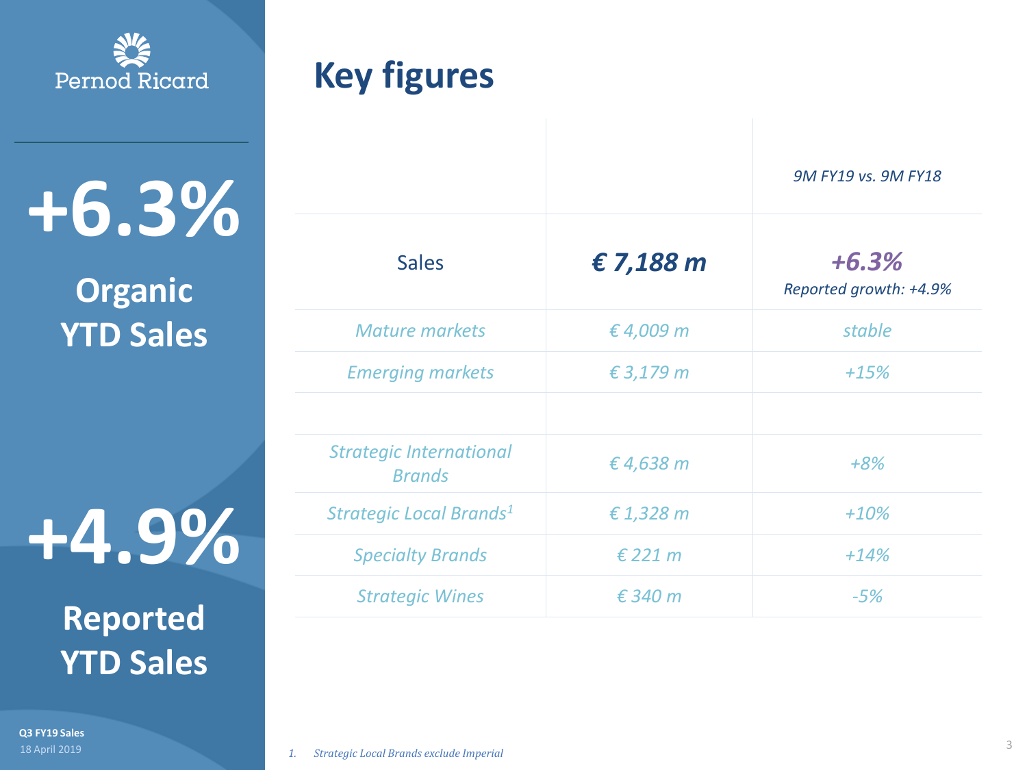**+6.3%**

**Organic YTD Sales**

**+4.9%**

**Reported YTD Sales**

# Key figures

| | | 9M FY19 vs. 9M FY18 |
|---|---|---|
| Sales | **€ 7,188 m** | **+6.3%** Reported growth: +4.9% |
| *Mature markets* | *€ 4,009 m* | *stable* |
| *Emerging markets* | *€ 3,179 m* | *+15%* |
| | | |
| *Strategic International Brands* | *€ 4,638 m* | *+8%* |
| *Strategic Local Brands*[1] | *€ 1,328 m* | *+10%* |
| *Specialty Brands* | *€ 221 m* | *+14%* |
| *Strategic Wines* | *€ 340 m* | *-5%* |

1. *Strategic Local Brands exclude Imperial*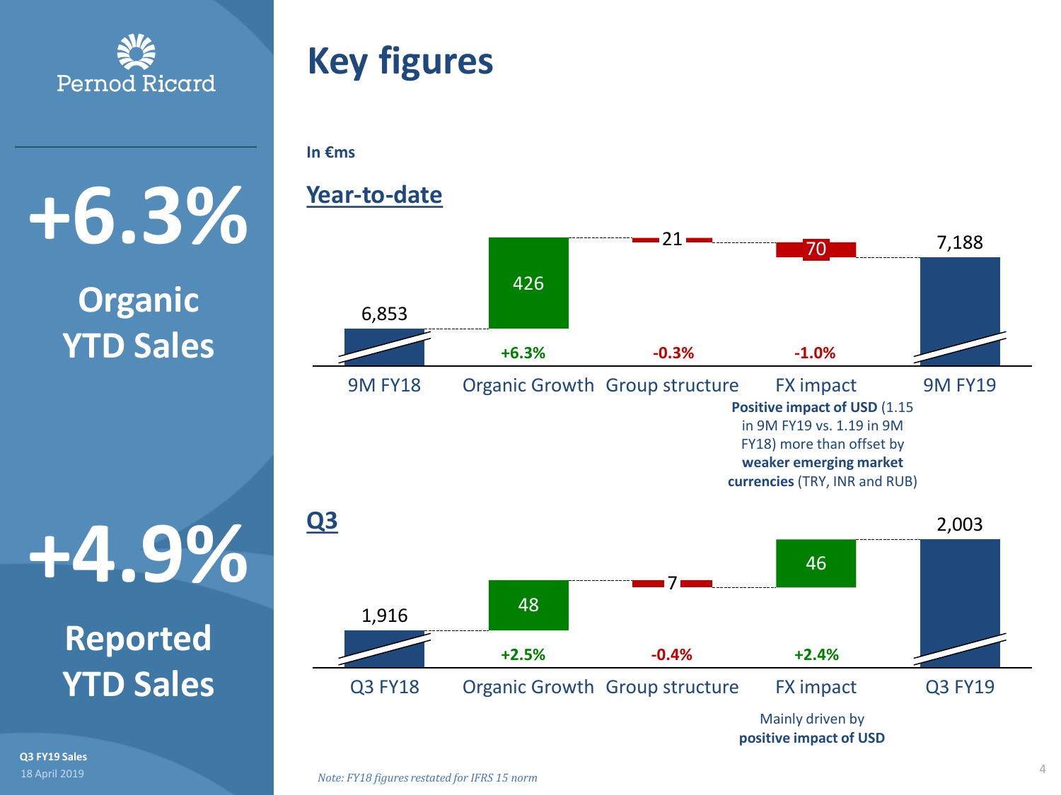# Key figures

**+6.3%**

**Organic YTD Sales**

**+4.9%**

**Reported YTD Sales**

**In €ms**

## Year-to-date

| 9M FY18 | Organic Growth | Group structure | FX impact | 9M FY19 |
|---|---|---|---|---|
| 6,853 | 426 | 21 | 70 | 7,188 |
| | +6.3% | -0.3% | -1.0% | |

FX impact: **Positive impact of USD** (1.15 in 9M FY19 vs. 1.19 in 9M FY18) more than offset by **weaker emerging market currencies** (TRY, INR and RUB)

## Q3

| Q3 FY18 | Organic Growth | Group structure | FX impact | Q3 FY19 |
|---|---|---|---|---|
| 1,916 | 48 | 7 | 46 | 2,003 |
| | +2.5% | -0.4% | +2.4% | |

FX impact: Mainly driven by **positive impact of USD**

*Note: FY18 figures restated for IFRS 15 norm*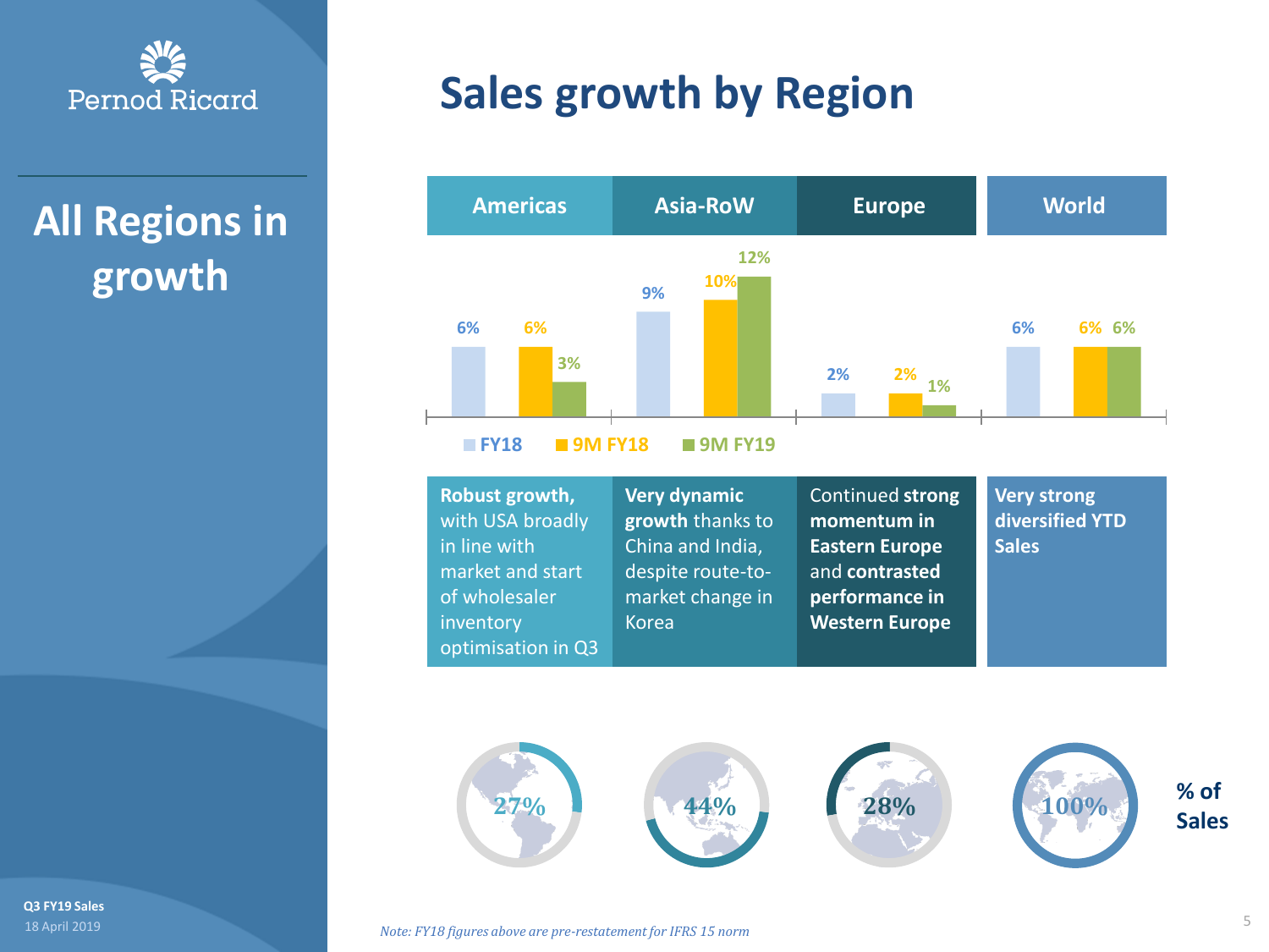# Sales growth by Region

## All Regions in growth

| | Americas | Asia-RoW | Europe | World |
|---|---|---|---|---|
| FY18 | 6% | 9% | 2% | 6% |
| 9M FY18 | 6% | 10% | 2% | 6% |
| 9M FY19 | 3% | 12% | 1% | 6% |
| Comment | **Robust growth,** with USA broadly in line with market and start of wholesaler inventory optimisation in Q3 | **Very dynamic growth** thanks to China and India, despite route-to-market change in Korea | Continued **strong momentum in Eastern Europe** and **contrasted performance in Western Europe** | **Very strong diversified YTD Sales** |
| % of Sales | 27% | 44% | 28% | 100% |

*Note: FY18 figures above are pre-restatement for IFRS 15 norm*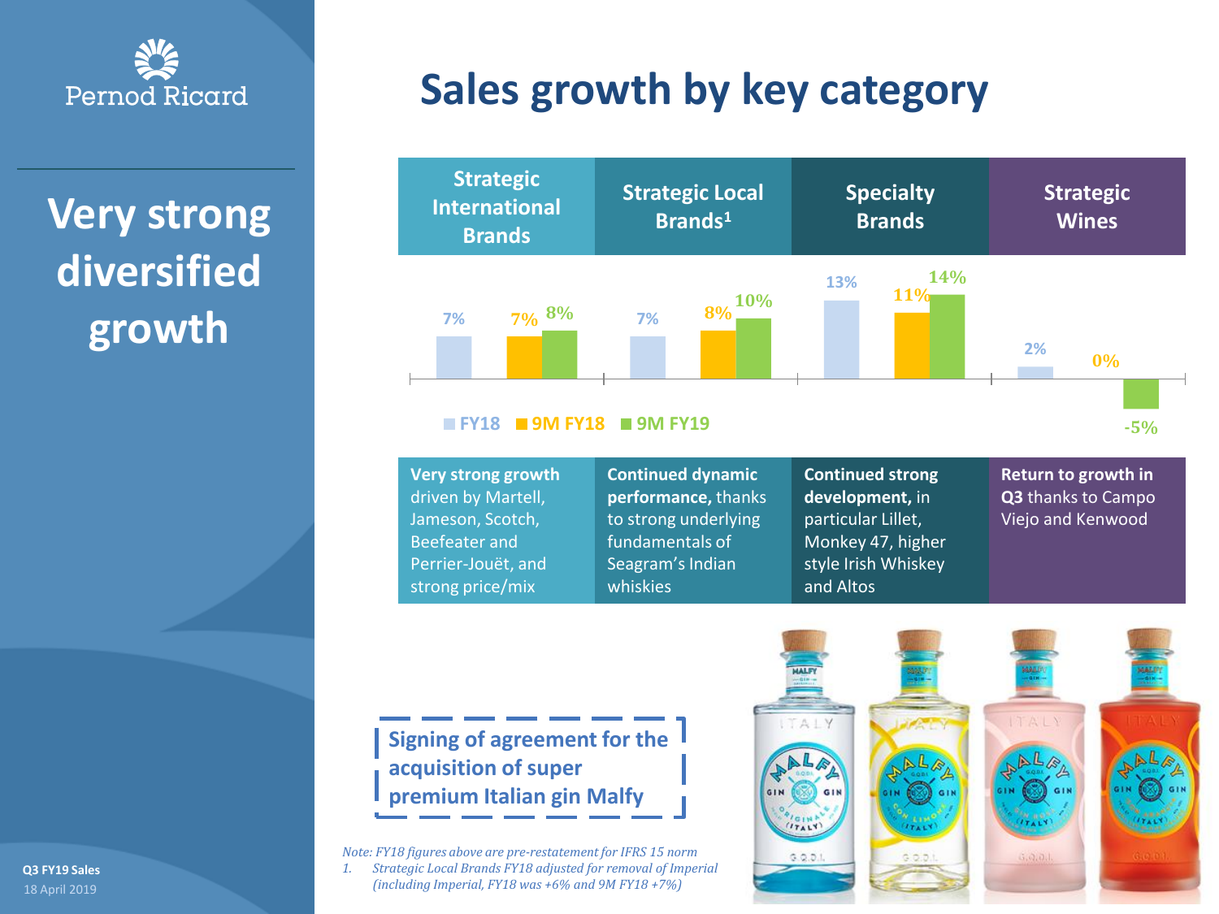# Sales growth by key category

## Very strong diversified growth

| | Strategic International Brands | Strategic Local Brands[1] | Specialty Brands | Strategic Wines |
|---|---|---|---|---|
| FY18 | 7% | 7% | 13% | 2% |
| 9M FY18 | 7% | 8% | 11% | 0% |
| 9M FY19 | 8% | 10% | 14% | -5% |

**Strategic International Brands** — **Very strong growth** driven by Martell, Jameson, Scotch, Beefeater and Perrier-Jouët, and strong price/mix

**Strategic Local Brands[1]** — **Continued dynamic performance,** thanks to strong underlying fundamentals of Seagram's Indian whiskies

**Specialty Brands** — **Continued strong development,** in particular Lillet, Monkey 47, higher style Irish Whiskey and Altos

**Strategic Wines** — **Return to growth in Q3** thanks to Campo Viejo and Kenwood

**Signing of agreement for the acquisition of super premium Italian gin Malfy**

*Note: FY18 figures above are pre-restatement for IFRS 15 norm*

1. *Strategic Local Brands FY18 adjusted for removal of Imperial (including Imperial, FY18 was +6% and 9M FY18 +7%)*

Q3 FY19 Sales
18 April 2019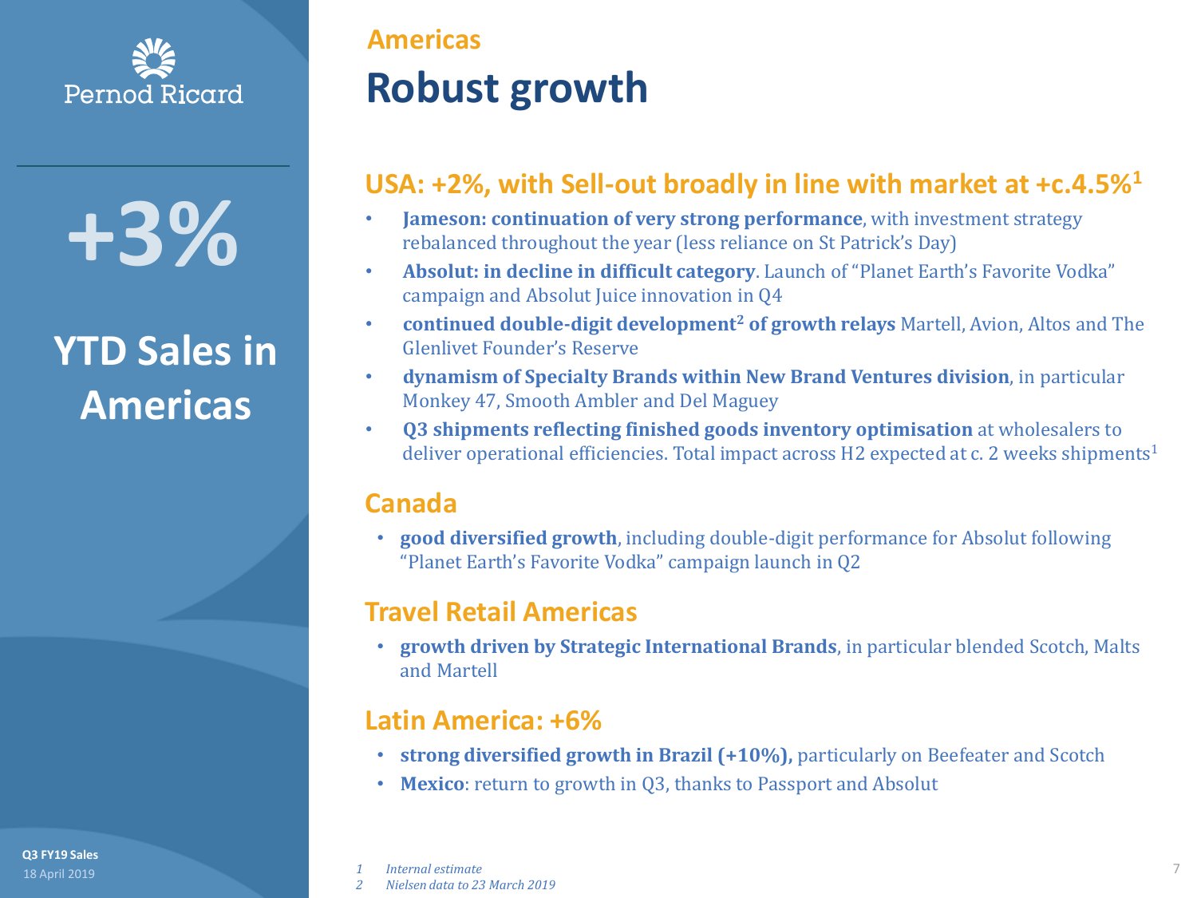Pernod Ricard

# +3%

## YTD Sales in Americas

Americas

# Robust growth

### USA: +2%, with Sell-out broadly in line with market at +c.4.5%[1]

- **Jameson: continuation of very strong performance**, with investment strategy rebalanced throughout the year (less reliance on St Patrick's Day)
- **Absolut: in decline in difficult category**. Launch of "Planet Earth's Favorite Vodka" campaign and Absolut Juice innovation in Q4
- **continued double-digit development[2] of growth relays** Martell, Avion, Altos and The Glenlivet Founder's Reserve
- **dynamism of Specialty Brands within New Brand Ventures division**, in particular Monkey 47, Smooth Ambler and Del Maguey
- **Q3 shipments reflecting finished goods inventory optimisation** at wholesalers to deliver operational efficiencies. Total impact across H2 expected at c. 2 weeks shipments[1]

### Canada

- **good diversified growth**, including double-digit performance for Absolut following "Planet Earth's Favorite Vodka" campaign launch in Q2

### Travel Retail Americas

- **growth driven by Strategic International Brands**, in particular blended Scotch, Malts and Martell

### Latin America: +6%

- **strong diversified growth in Brazil (+10%),** particularly on Beefeater and Scotch
- **Mexico**: return to growth in Q3, thanks to Passport and Absolut

*1 Internal estimate*
*2 Nielsen data to 23 March 2019*

Q3 FY19 Sales
18 April 2019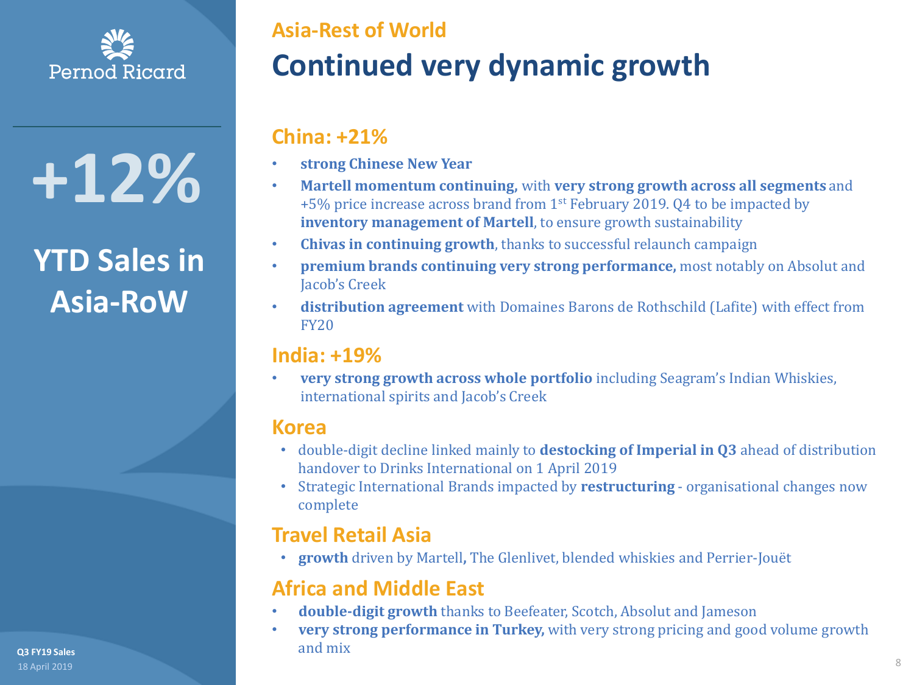# +12%

## YTD Sales in Asia-RoW

Asia-Rest of World

# Continued very dynamic growth

### China: +21%

- **strong Chinese New Year**
- **Martell momentum continuing,** with **very strong growth across all segments** and +5% price increase across brand from 1st February 2019. Q4 to be impacted by **inventory management of Martell**, to ensure growth sustainability
- **Chivas in continuing growth**, thanks to successful relaunch campaign
- **premium brands continuing very strong performance,** most notably on Absolut and Jacob's Creek
- **distribution agreement** with Domaines Barons de Rothschild (Lafite) with effect from FY20

### India: +19%

- **very strong growth across whole portfolio** including Seagram's Indian Whiskies, international spirits and Jacob's Creek

### Korea

- double-digit decline linked mainly to **destocking of Imperial in Q3** ahead of distribution handover to Drinks International on 1 April 2019
- Strategic International Brands impacted by **restructuring** - organisational changes now complete

### Travel Retail Asia

- **growth** driven by Martell**,** The Glenlivet, blended whiskies and Perrier-Jouët

### Africa and Middle East

- **double-digit growth** thanks to Beefeater, Scotch, Absolut and Jameson
- **very strong performance in Turkey,** with very strong pricing and good volume growth and mix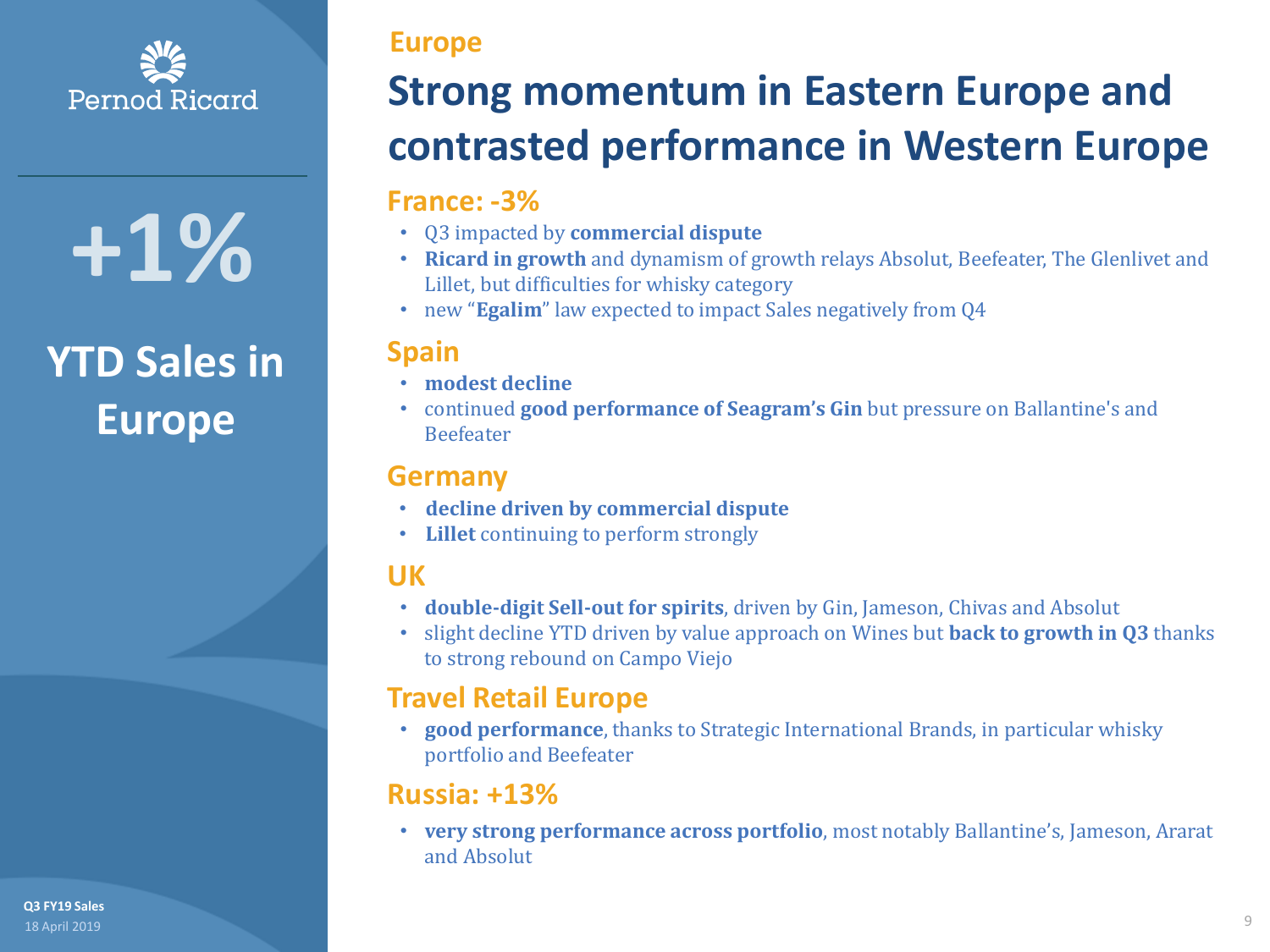Pernod Ricard

**+1%**

**YTD Sales in Europe**

## Europe

# Strong momentum in Eastern Europe and contrasted performance in Western Europe

### France: -3%

- Q3 impacted by **commercial dispute**
- **Ricard in growth** and dynamism of growth relays Absolut, Beefeater, The Glenlivet and Lillet, but difficulties for whisky category
- new "**Egalim**" law expected to impact Sales negatively from Q4

### Spain

- **modest decline**
- continued **good performance of Seagram's Gin** but pressure on Ballantine's and Beefeater

### Germany

- **decline driven by commercial dispute**
- **Lillet** continuing to perform strongly

### UK

- **double-digit Sell-out for spirits**, driven by Gin, Jameson, Chivas and Absolut
- slight decline YTD driven by value approach on Wines but **back to growth in Q3** thanks to strong rebound on Campo Viejo

### Travel Retail Europe

- **good performance**, thanks to Strategic International Brands, in particular whisky portfolio and Beefeater

### Russia: +13%

- **very strong performance across portfolio**, most notably Ballantine's, Jameson, Ararat and Absolut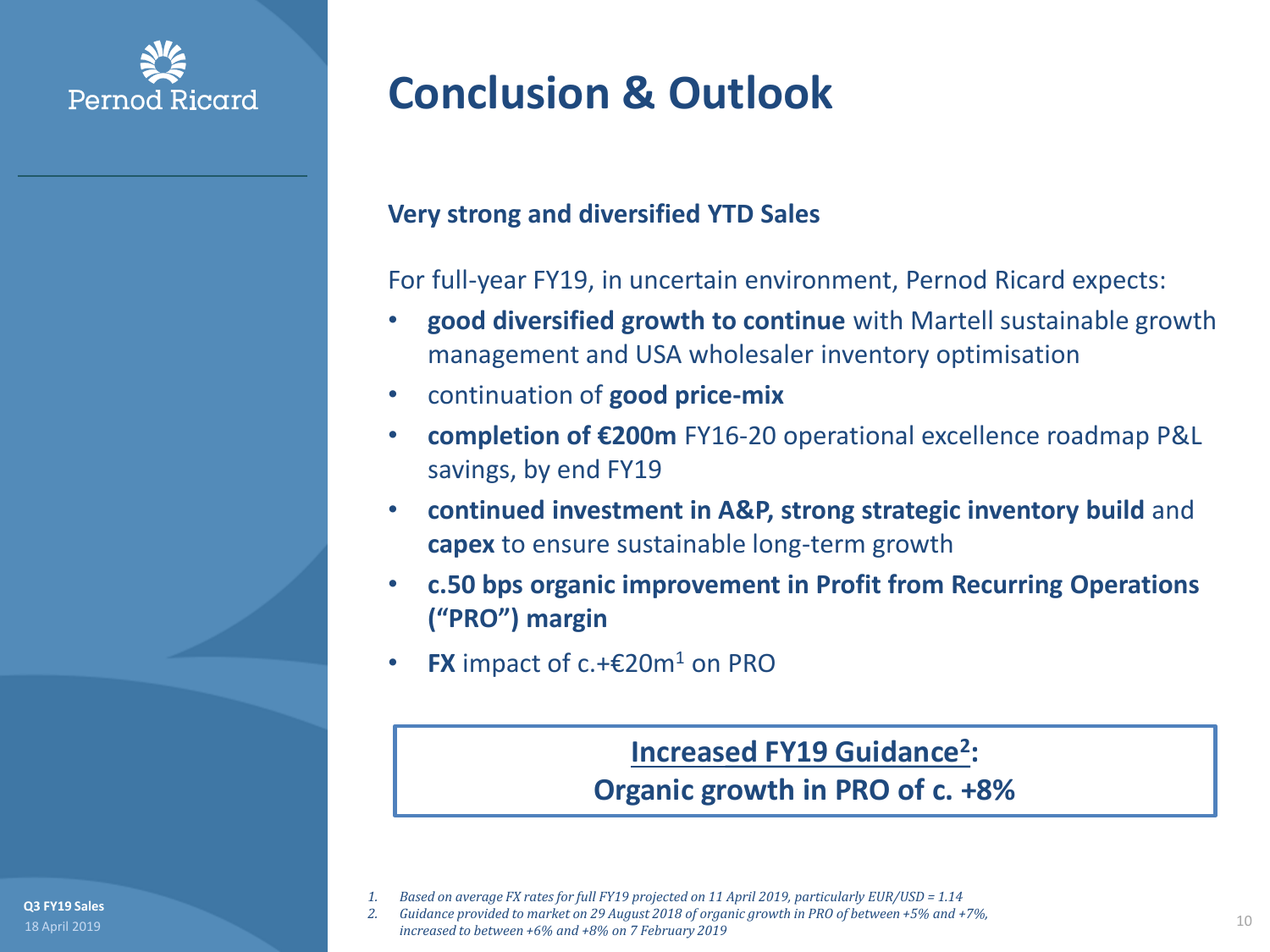# Conclusion & Outlook

**Very strong and diversified YTD Sales**

For full-year FY19, in uncertain environment, Pernod Ricard expects:

- **good diversified growth to continue** with Martell sustainable growth management and USA wholesaler inventory optimisation
- continuation of **good price-mix**
- **completion of €200m** FY16-20 operational excellence roadmap P&L savings, by end FY19
- **continued investment in A&P, strong strategic inventory build** and **capex** to ensure sustainable long-term growth
- **c.50 bps organic improvement in Profit from Recurring Operations ("PRO") margin**
- **FX** impact of c.+€20m[1] on PRO

**Increased FY19 Guidance[2]:**
**Organic growth in PRO of c. +8%**

1. *Based on average FX rates for full FY19 projected on 11 April 2019, particularly EUR/USD = 1.14*
2. *Guidance provided to market on 29 August 2018 of organic growth in PRO of between +5% and +7%, increased to between +6% and +8% on 7 February 2019*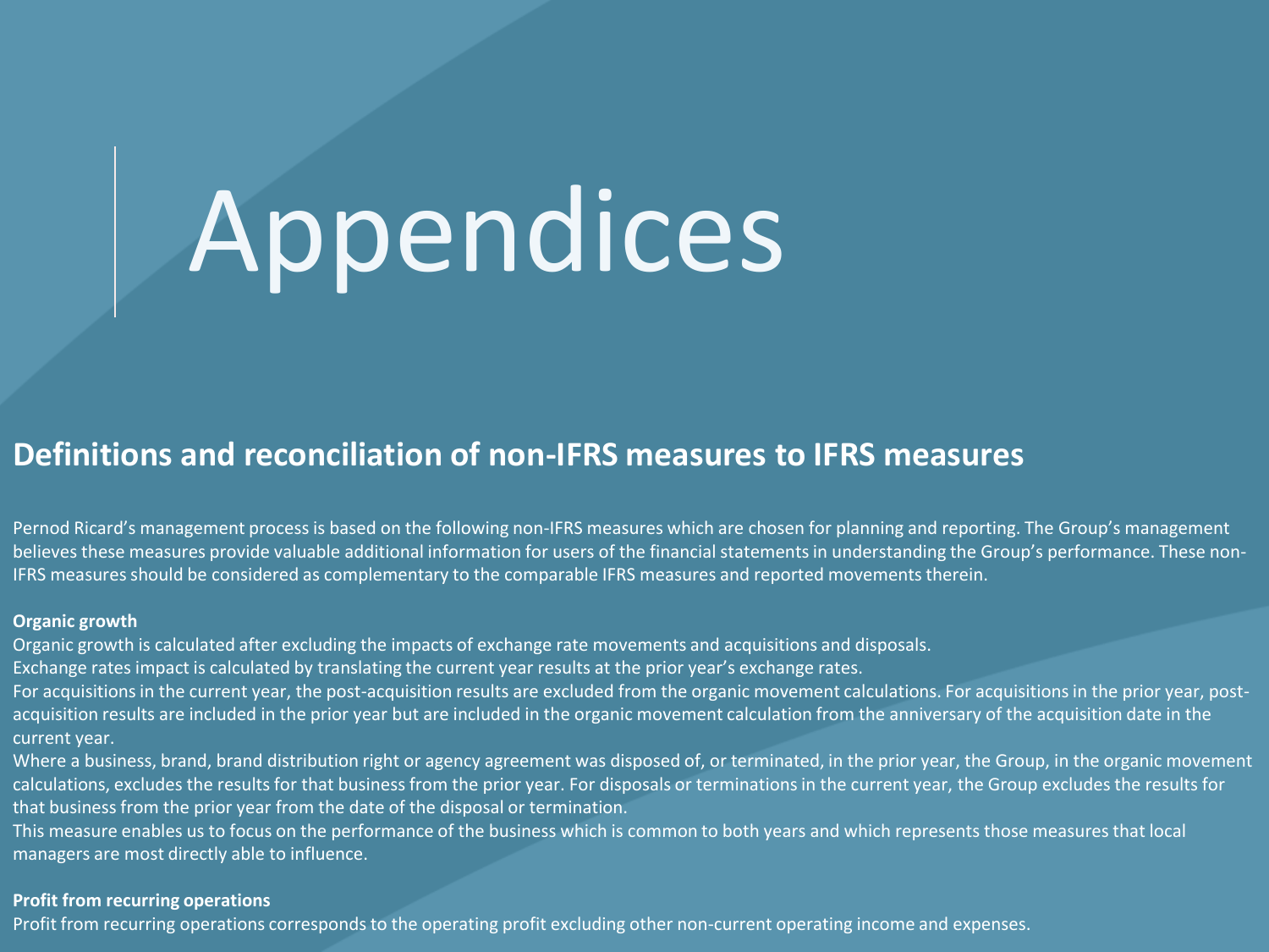# Appendices

## Definitions and reconciliation of non-IFRS measures to IFRS measures

Pernod Ricard's management process is based on the following non-IFRS measures which are chosen for planning and reporting. The Group's management believes these measures provide valuable additional information for users of the financial statements in understanding the Group's performance. These non-IFRS measures should be considered as complementary to the comparable IFRS measures and reported movements therein.

**Organic growth**

Organic growth is calculated after excluding the impacts of exchange rate movements and acquisitions and disposals.

Exchange rates impact is calculated by translating the current year results at the prior year's exchange rates.

For acquisitions in the current year, the post-acquisition results are excluded from the organic movement calculations. For acquisitions in the prior year, post-acquisition results are included in the prior year but are included in the organic movement calculation from the anniversary of the acquisition date in the current year.

Where a business, brand, brand distribution right or agency agreement was disposed of, or terminated, in the prior year, the Group, in the organic movement calculations, excludes the results for that business from the prior year. For disposals or terminations in the current year, the Group excludes the results for that business from the prior year from the date of the disposal or termination.

This measure enables us to focus on the performance of the business which is common to both years and which represents those measures that local managers are most directly able to influence.

**Profit from recurring operations**

Profit from recurring operations corresponds to the operating profit excluding other non-current operating income and expenses.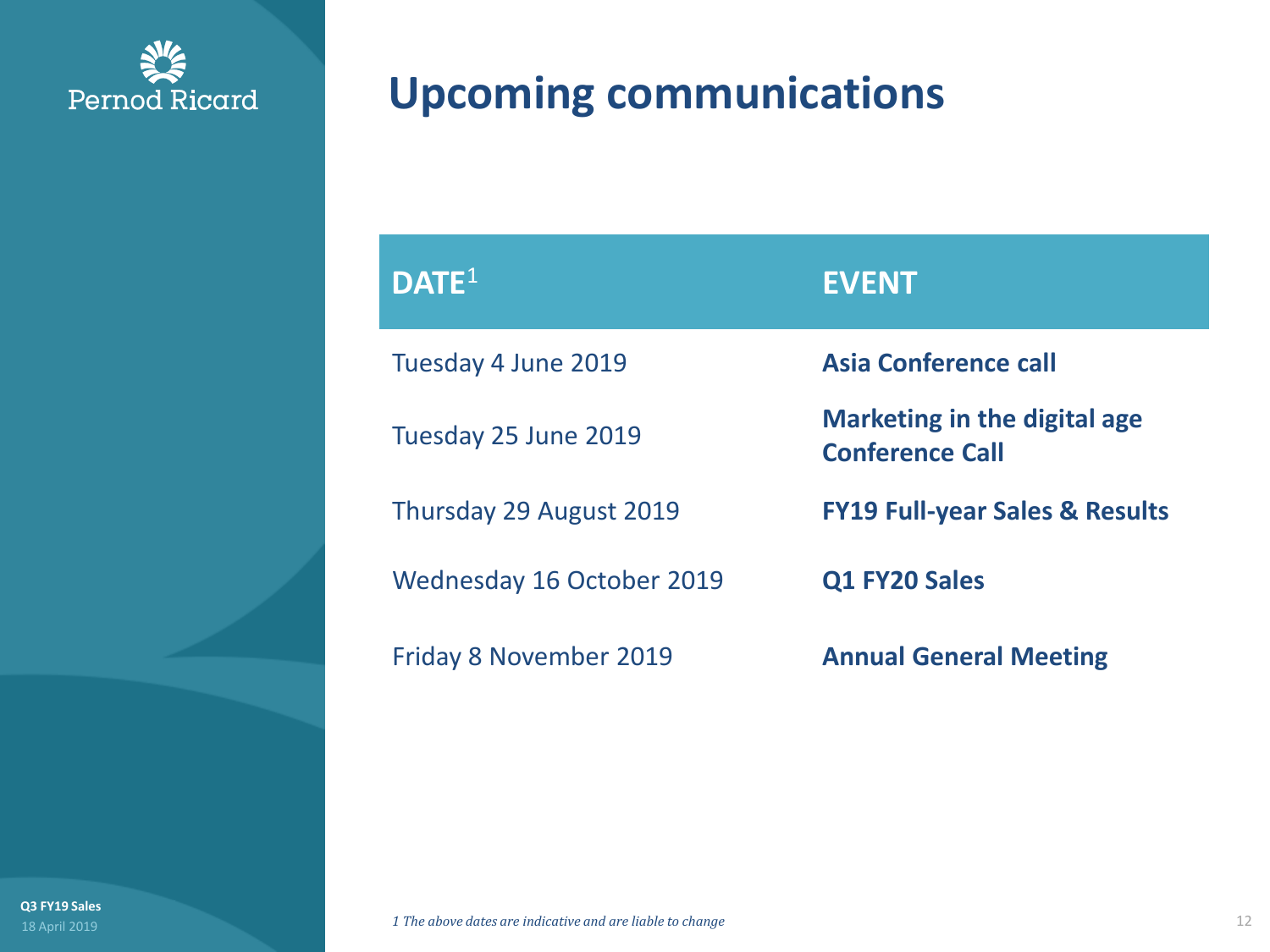# Upcoming communications

| DATE[1] | EVENT |
|---|---|
| Tuesday 4 June 2019 | **Asia Conference call** |
| Tuesday 25 June 2019 | **Marketing in the digital age Conference Call** |
| Thursday 29 August 2019 | **FY19 Full-year Sales & Results** |
| Wednesday 16 October 2019 | **Q1 FY20 Sales** |
| Friday 8 November 2019 | **Annual General Meeting** |

*1 The above dates are indicative and are liable to change*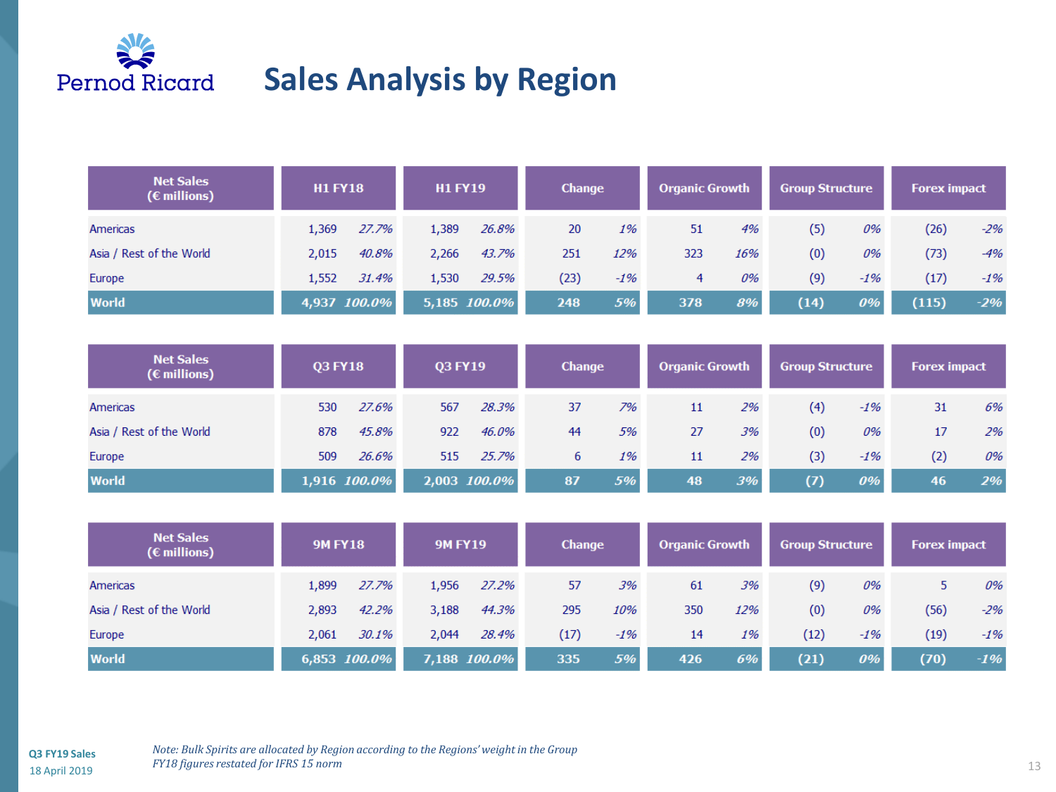# Sales Analysis by Region

| Net Sales (€ millions) | H1 FY18 | | H1 FY19 | | Change | | Organic Growth | | Group Structure | | Forex impact | |
|---|---|---|---|---|---|---|---|---|---|---|---|---|
| Americas | 1,369 | *27.7%* | 1,389 | *26.8%* | 20 | *1%* | 51 | *4%* | (5) | *0%* | (26) | *-2%* |
| Asia / Rest of the World | 2,015 | *40.8%* | 2,266 | *43.7%* | 251 | *12%* | 323 | *16%* | (0) | *0%* | (73) | *-4%* |
| Europe | 1,552 | *31.4%* | 1,530 | *29.5%* | (23) | *-1%* | 4 | *0%* | (9) | *-1%* | (17) | *-1%* |
| **World** | **4,937** | ***100.0%*** | **5,185** | ***100.0%*** | **248** | ***5%*** | **378** | ***8%*** | **(14)** | ***0%*** | **(115)** | ***-2%*** |

| Net Sales (€ millions) | Q3 FY18 | | Q3 FY19 | | Change | | Organic Growth | | Group Structure | | Forex impact | |
|---|---|---|---|---|---|---|---|---|---|---|---|---|
| Americas | 530 | *27.6%* | 567 | *28.3%* | 37 | *7%* | 11 | *2%* | (4) | *-1%* | 31 | *6%* |
| Asia / Rest of the World | 878 | *45.8%* | 922 | *46.0%* | 44 | *5%* | 27 | *3%* | (0) | *0%* | 17 | *2%* |
| Europe | 509 | *26.6%* | 515 | *25.7%* | 6 | *1%* | 11 | *2%* | (3) | *-1%* | (2) | *0%* |
| **World** | **1,916** | ***100.0%*** | **2,003** | ***100.0%*** | **87** | ***5%*** | **48** | ***3%*** | **(7)** | ***0%*** | **46** | ***2%*** |

| Net Sales (€ millions) | 9M FY18 | | 9M FY19 | | Change | | Organic Growth | | Group Structure | | Forex impact | |
|---|---|---|---|---|---|---|---|---|---|---|---|---|
| Americas | 1,899 | *27.7%* | 1,956 | *27.2%* | 57 | *3%* | 61 | *3%* | (9) | *0%* | 5 | *0%* |
| Asia / Rest of the World | 2,893 | *42.2%* | 3,188 | *44.3%* | 295 | *10%* | 350 | *12%* | (0) | *0%* | (56) | *-2%* |
| Europe | 2,061 | *30.1%* | 2,044 | *28.4%* | (17) | *-1%* | 14 | *1%* | (12) | *-1%* | (19) | *-1%* |
| **World** | **6,853** | ***100.0%*** | **7,188** | ***100.0%*** | **335** | ***5%*** | **426** | ***6%*** | **(21)** | ***0%*** | **(70)** | ***-1%*** |

*Note: Bulk Spirits are allocated by Region according to the Regions' weight in the Group*
*FY18 figures restated for IFRS 15 norm*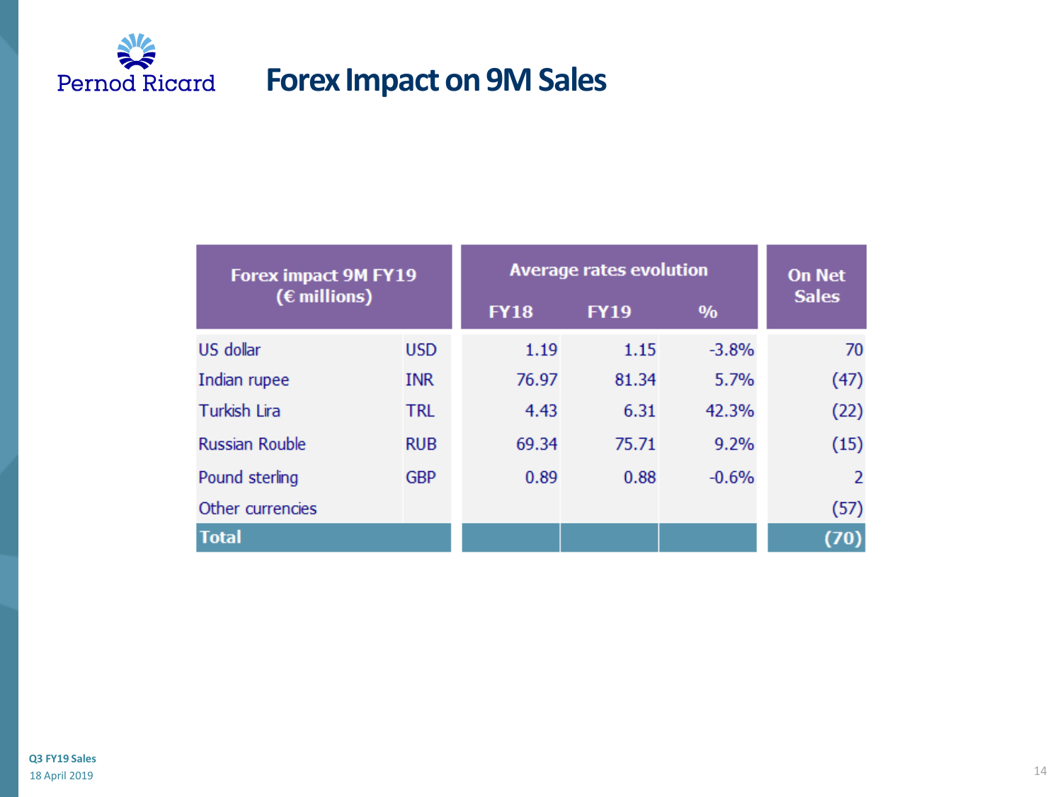# Forex Impact on 9M Sales

| Forex impact 9M FY19 (€ millions) | | Average rates evolution | | | On Net Sales |
|---|---|---|---|---|---|
| | | FY18 | FY19 | % | |
| US dollar | USD | 1.19 | 1.15 | -3.8% | 70 |
| Indian rupee | INR | 76.97 | 81.34 | 5.7% | (47) |
| Turkish Lira | TRL | 4.43 | 6.31 | 42.3% | (22) |
| Russian Rouble | RUB | 69.34 | 75.71 | 9.2% | (15) |
| Pound sterling | GBP | 0.89 | 0.88 | -0.6% | 2 |
| Other currencies | | | | | (57) |
| **Total** | | | | | **(70)** |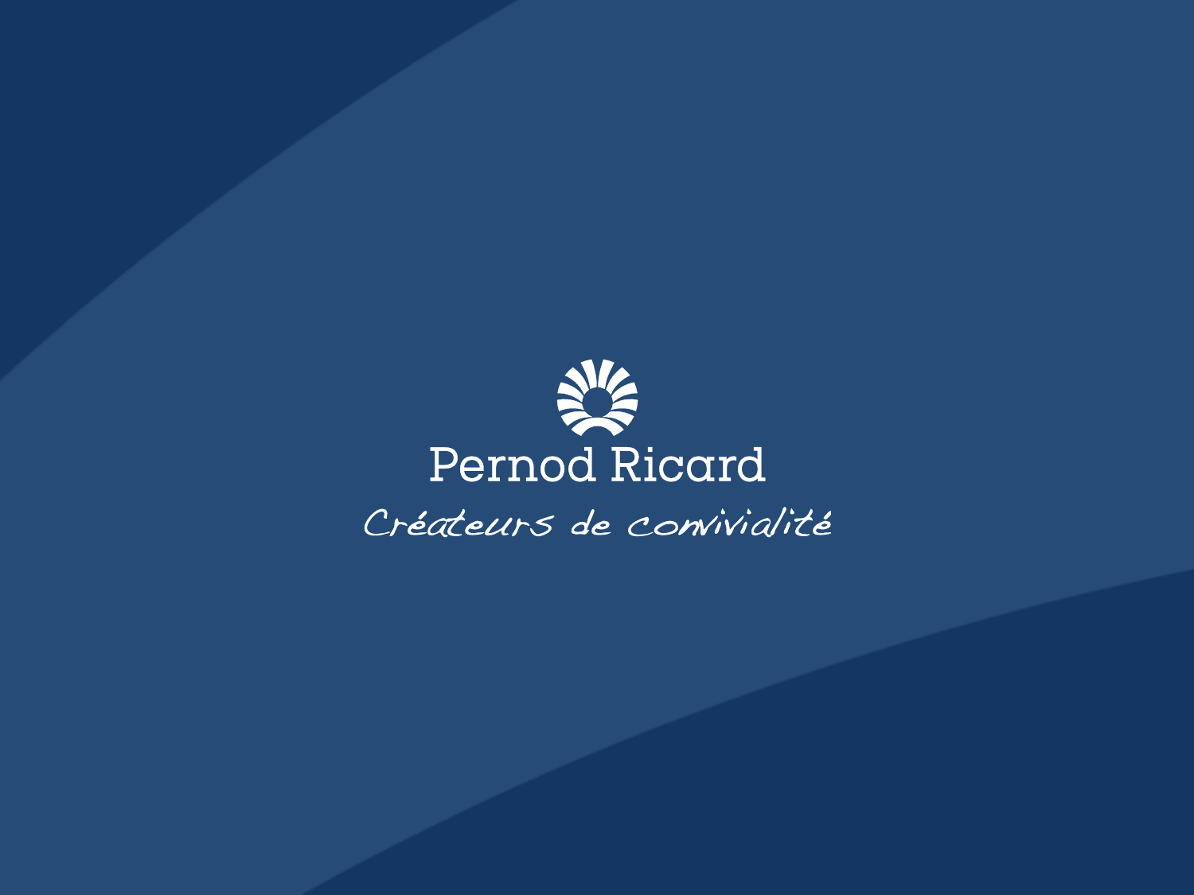Pernod Ricard

*Créateurs de convivialité*